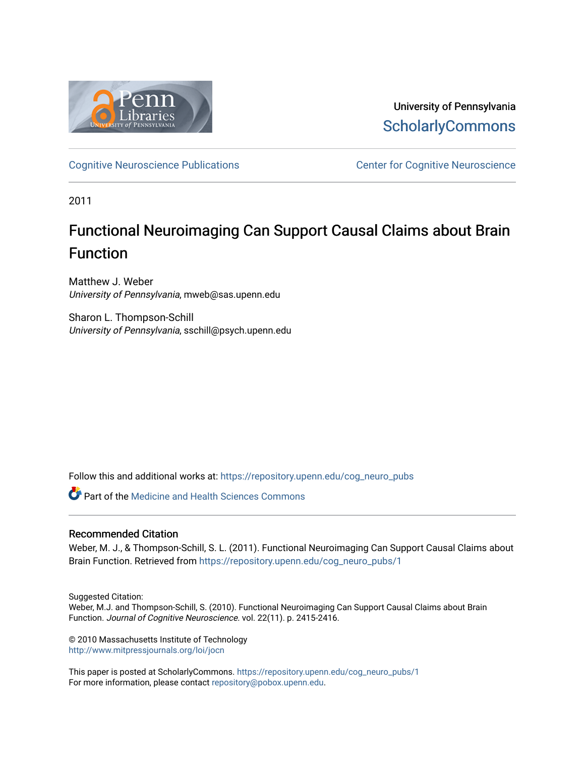University of Pennsylvania
ScholarlyCommons

Cognitive Neuroscience Publications

Center for Cognitive Neuroscience

2011

# Functional Neuroimaging Can Support Causal Claims about Brain Function

Matthew J. Weber
*University of Pennsylvania*, mweb@sas.upenn.edu

Sharon L. Thompson-Schill
*University of Pennsylvania*, sschill@psych.upenn.edu

Follow this and additional works at: https://repository.upenn.edu/cog_neuro_pubs

Part of the Medicine and Health Sciences Commons

## Recommended Citation

Weber, M. J., & Thompson-Schill, S. L. (2011). Functional Neuroimaging Can Support Causal Claims about Brain Function. Retrieved from https://repository.upenn.edu/cog_neuro_pubs/1

Suggested Citation:
Weber, M.J. and Thompson-Schill, S. (2010). Functional Neuroimaging Can Support Causal Claims about Brain Function. *Journal of Cognitive Neuroscience.* vol. 22(11). p. 2415-2416.

© 2010 Massachusetts Institute of Technology
http://www.mitpressjournals.org/loi/jocn

This paper is posted at ScholarlyCommons. https://repository.upenn.edu/cog_neuro_pubs/1
For more information, please contact repository@pobox.upenn.edu.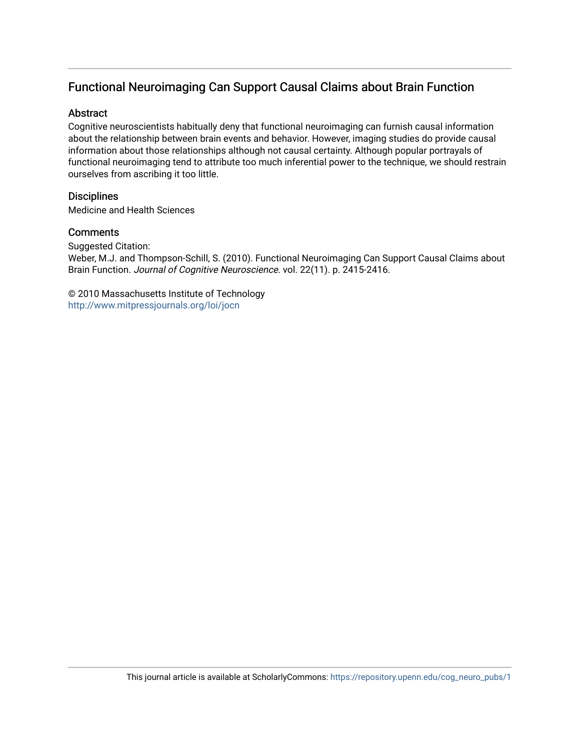# Functional Neuroimaging Can Support Causal Claims about Brain Function

## Abstract

Cognitive neuroscientists habitually deny that functional neuroimaging can furnish causal information about the relationship between brain events and behavior. However, imaging studies do provide causal information about those relationships although not causal certainty. Although popular portrayals of functional neuroimaging tend to attribute too much inferential power to the technique, we should restrain ourselves from ascribing it too little.

## Disciplines

Medicine and Health Sciences

## Comments

Suggested Citation:
Weber, M.J. and Thompson-Schill, S. (2010). Functional Neuroimaging Can Support Causal Claims about Brain Function. *Journal of Cognitive Neuroscience.* vol. 22(11). p. 2415-2416.

© 2010 Massachusetts Institute of Technology
http://www.mitpressjournals.org/loi/jocn

This journal article is available at ScholarlyCommons: https://repository.upenn.edu/cog_neuro_pubs/1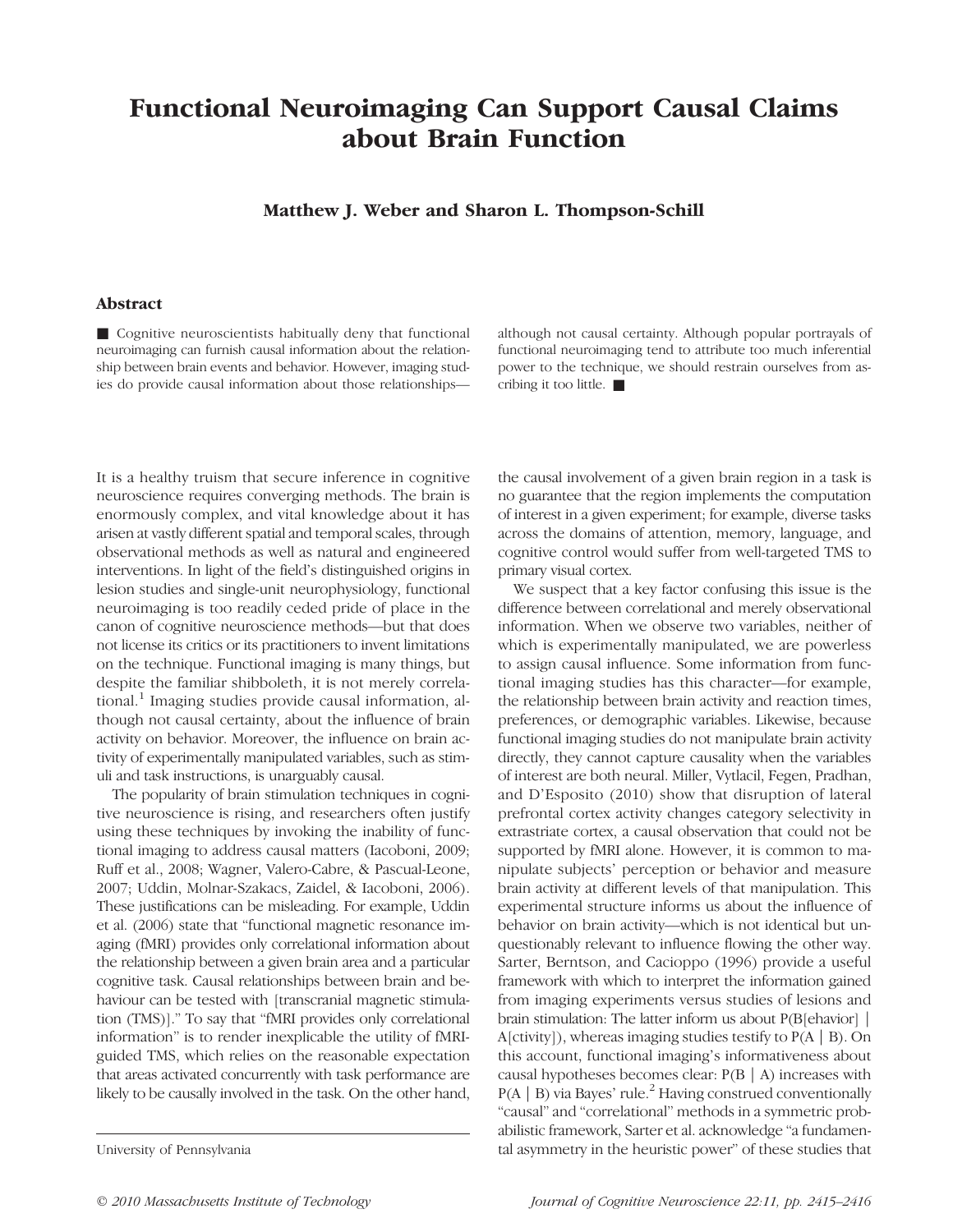# Functional Neuroimaging Can Support Causal Claims about Brain Function

**Matthew J. Weber and Sharon L. Thompson-Schill**

## Abstract

■ Cognitive neuroscientists habitually deny that functional neuroimaging can furnish causal information about the relationship between brain events and behavior. However, imaging studies do provide causal information about those relationships—although not causal certainty. Although popular portrayals of functional neuroimaging tend to attribute too much inferential power to the technique, we should restrain ourselves from ascribing it too little. ■

It is a healthy truism that secure inference in cognitive neuroscience requires converging methods. The brain is enormously complex, and vital knowledge about it has arisen at vastly different spatial and temporal scales, through observational methods as well as natural and engineered interventions. In light of the field's distinguished origins in lesion studies and single-unit neurophysiology, functional neuroimaging is too readily ceded pride of place in the canon of cognitive neuroscience methods—but that does not license its critics or its practitioners to invent limitations on the technique. Functional imaging is many things, but despite the familiar shibboleth, it is not merely correlational.[1] Imaging studies provide causal information, although not causal certainty, about the influence of brain activity on behavior. Moreover, the influence on brain activity of experimentally manipulated variables, such as stimuli and task instructions, is unarguably causal.

The popularity of brain stimulation techniques in cognitive neuroscience is rising, and researchers often justify using these techniques by invoking the inability of functional imaging to address causal matters (Iacoboni, 2009; Ruff et al., 2008; Wagner, Valero-Cabre, & Pascual-Leone, 2007; Uddin, Molnar-Szakacs, Zaidel, & Iacoboni, 2006). These justifications can be misleading. For example, Uddin et al. (2006) state that "functional magnetic resonance imaging (fMRI) provides only correlational information about the relationship between a given brain area and a particular cognitive task. Causal relationships between brain and behaviour can be tested with [transcranial magnetic stimulation (TMS)]." To say that "fMRI provides only correlational information" is to render inexplicable the utility of fMRI-guided TMS, which relies on the reasonable expectation that areas activated concurrently with task performance are likely to be causally involved in the task. On the other hand, the causal involvement of a given brain region in a task is no guarantee that the region implements the computation of interest in a given experiment; for example, diverse tasks across the domains of attention, memory, language, and cognitive control would suffer from well-targeted TMS to primary visual cortex.

We suspect that a key factor confusing this issue is the difference between correlational and merely observational information. When we observe two variables, neither of which is experimentally manipulated, we are powerless to assign causal influence. Some information from functional imaging studies has this character—for example, the relationship between brain activity and reaction times, preferences, or demographic variables. Likewise, because functional imaging studies do not manipulate brain activity directly, they cannot capture causality when the variables of interest are both neural. Miller, Vytlacil, Fegen, Pradhan, and D'Esposito (2010) show that disruption of lateral prefrontal cortex activity changes category selectivity in extrastriate cortex, a causal observation that could not be supported by fMRI alone. However, it is common to manipulate subjects' perception or behavior and measure brain activity at different levels of that manipulation. This experimental structure informs us about the influence of behavior on brain activity—which is not identical but unquestionably relevant to influence flowing the other way. Sarter, Berntson, and Cacioppo (1996) provide a useful framework with which to interpret the information gained from imaging experiments versus studies of lesions and brain stimulation: The latter inform us about P(B[ehavior] | A[ctivity]), whereas imaging studies testify to P(A | B). On this account, functional imaging's informativeness about causal hypotheses becomes clear: P(B | A) increases with P(A | B) via Bayes' rule.[2] Having construed conventionally "causal" and "correlational" methods in a symmetric probabilistic framework, Sarter et al. acknowledge "a fundamental asymmetry in the heuristic power" of these studies that

University of Pennsylvania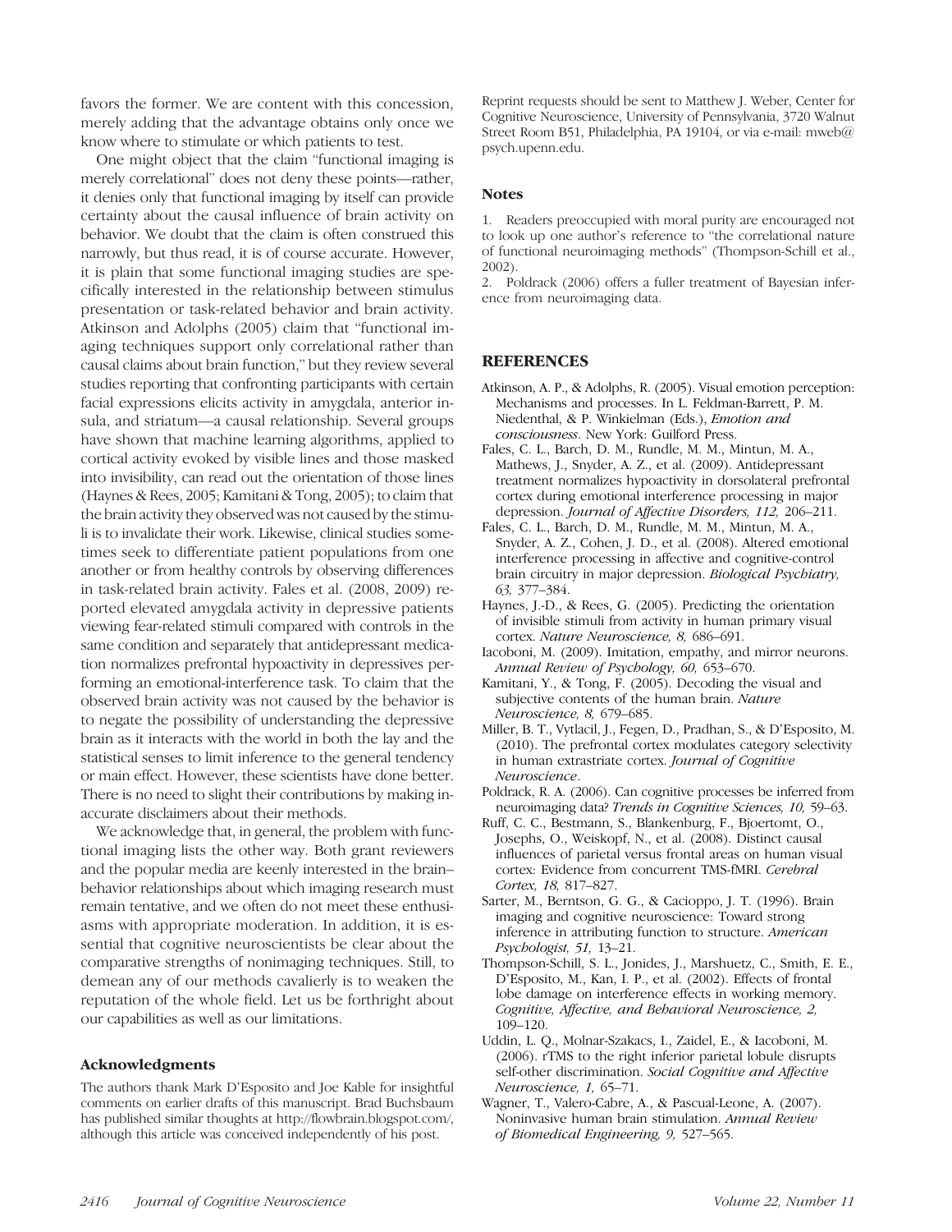favors the former. We are content with this concession, merely adding that the advantage obtains only once we know where to stimulate or which patients to test.

One might object that the claim "functional imaging is merely correlational" does not deny these points—rather, it denies only that functional imaging by itself can provide certainty about the causal influence of brain activity on behavior. We doubt that the claim is often construed this narrowly, but thus read, it is of course accurate. However, it is plain that some functional imaging studies are specifically interested in the relationship between stimulus presentation or task-related behavior and brain activity. Atkinson and Adolphs (2005) claim that "functional imaging techniques support only correlational rather than causal claims about brain function," but they review several studies reporting that confronting participants with certain facial expressions elicits activity in amygdala, anterior insula, and striatum—a causal relationship. Several groups have shown that machine learning algorithms, applied to cortical activity evoked by visible lines and those masked into invisibility, can read out the orientation of those lines (Haynes & Rees, 2005; Kamitani & Tong, 2005); to claim that the brain activity they observed was not caused by the stimuli is to invalidate their work. Likewise, clinical studies sometimes seek to differentiate patient populations from one another or from healthy controls by observing differences in task-related brain activity. Fales et al. (2008, 2009) reported elevated amygdala activity in depressive patients viewing fear-related stimuli compared with controls in the same condition and separately that antidepressant medication normalizes prefrontal hypoactivity in depressives performing an emotional-interference task. To claim that the observed brain activity was not caused by the behavior is to negate the possibility of understanding the depressive brain as it interacts with the world in both the lay and the statistical senses to limit inference to the general tendency or main effect. However, these scientists have done better. There is no need to slight their contributions by making inaccurate disclaimers about their methods.

We acknowledge that, in general, the problem with functional imaging lists the other way. Both grant reviewers and the popular media are keenly interested in the brain–behavior relationships about which imaging research must remain tentative, and we often do not meet these enthusiasms with appropriate moderation. In addition, it is essential that cognitive neuroscientists be clear about the comparative strengths of nonimaging techniques. Still, to demean any of our methods cavalierly is to weaken the reputation of the whole field. Let us be forthright about our capabilities as well as our limitations.

## Acknowledgments

The authors thank Mark D'Esposito and Joe Kable for insightful comments on earlier drafts of this manuscript. Brad Buchsbaum has published similar thoughts at http://flowbrain.blogspot.com/, although this article was conceived independently of his post.

Reprint requests should be sent to Matthew J. Weber, Center for Cognitive Neuroscience, University of Pennsylvania, 3720 Walnut Street Room B51, Philadelphia, PA 19104, or via e-mail: mweb@psych.upenn.edu.

## Notes

1. Readers preoccupied with moral purity are encouraged not to look up one author's reference to "the correlational nature of functional neuroimaging methods" (Thompson-Schill et al., 2002).
2. Poldrack (2006) offers a fuller treatment of Bayesian inference from neuroimaging data.

## REFERENCES

Atkinson, A. P., & Adolphs, R. (2005). Visual emotion perception: Mechanisms and processes. In L. Feldman-Barrett, P. M. Niedenthal, & P. Winkielman (Eds.), *Emotion and consciousness*. New York: Guilford Press.

Fales, C. L., Barch, D. M., Rundle, M. M., Mintun, M. A., Mathews, J., Snyder, A. Z., et al. (2009). Antidepressant treatment normalizes hypoactivity in dorsolateral prefrontal cortex during emotional interference processing in major depression. *Journal of Affective Disorders, 112,* 206–211.

Fales, C. L., Barch, D. M., Rundle, M. M., Mintun, M. A., Snyder, A. Z., Cohen, J. D., et al. (2008). Altered emotional interference processing in affective and cognitive-control brain circuitry in major depression. *Biological Psychiatry, 63,* 377–384.

Haynes, J.-D., & Rees, G. (2005). Predicting the orientation of invisible stimuli from activity in human primary visual cortex. *Nature Neuroscience, 8,* 686–691.

Iacoboni, M. (2009). Imitation, empathy, and mirror neurons. *Annual Review of Psychology, 60,* 653–670.

Kamitani, Y., & Tong, F. (2005). Decoding the visual and subjective contents of the human brain. *Nature Neuroscience, 8,* 679–685.

Miller, B. T., Vytlacil, J., Fegen, D., Pradhan, S., & D'Esposito, M. (2010). The prefrontal cortex modulates category selectivity in human extrastriate cortex. *Journal of Cognitive Neuroscience*.

Poldrack, R. A. (2006). Can cognitive processes be inferred from neuroimaging data? *Trends in Cognitive Sciences, 10,* 59–63.

Ruff, C. C., Bestmann, S., Blankenburg, F., Bjoertomt, O., Josephs, O., Weiskopf, N., et al. (2008). Distinct causal influences of parietal versus frontal areas on human visual cortex: Evidence from concurrent TMS-fMRI. *Cerebral Cortex, 18,* 817–827.

Sarter, M., Berntson, G. G., & Cacioppo, J. T. (1996). Brain imaging and cognitive neuroscience: Toward strong inference in attributing function to structure. *American Psychologist, 51,* 13–21.

Thompson-Schill, S. L., Jonides, J., Marshuetz, C., Smith, E. E., D'Esposito, M., Kan, I. P., et al. (2002). Effects of frontal lobe damage on interference effects in working memory. *Cognitive, Affective, and Behavioral Neuroscience, 2,* 109–120.

Uddin, L. Q., Molnar-Szakacs, I., Zaidel, E., & Iacoboni, M. (2006). rTMS to the right inferior parietal lobule disrupts self-other discrimination. *Social Cognitive and Affective Neuroscience, 1,* 65–71.

Wagner, T., Valero-Cabre, A., & Pascual-Leone, A. (2007). Noninvasive human brain stimulation. *Annual Review of Biomedical Engineering, 9,* 527–565.